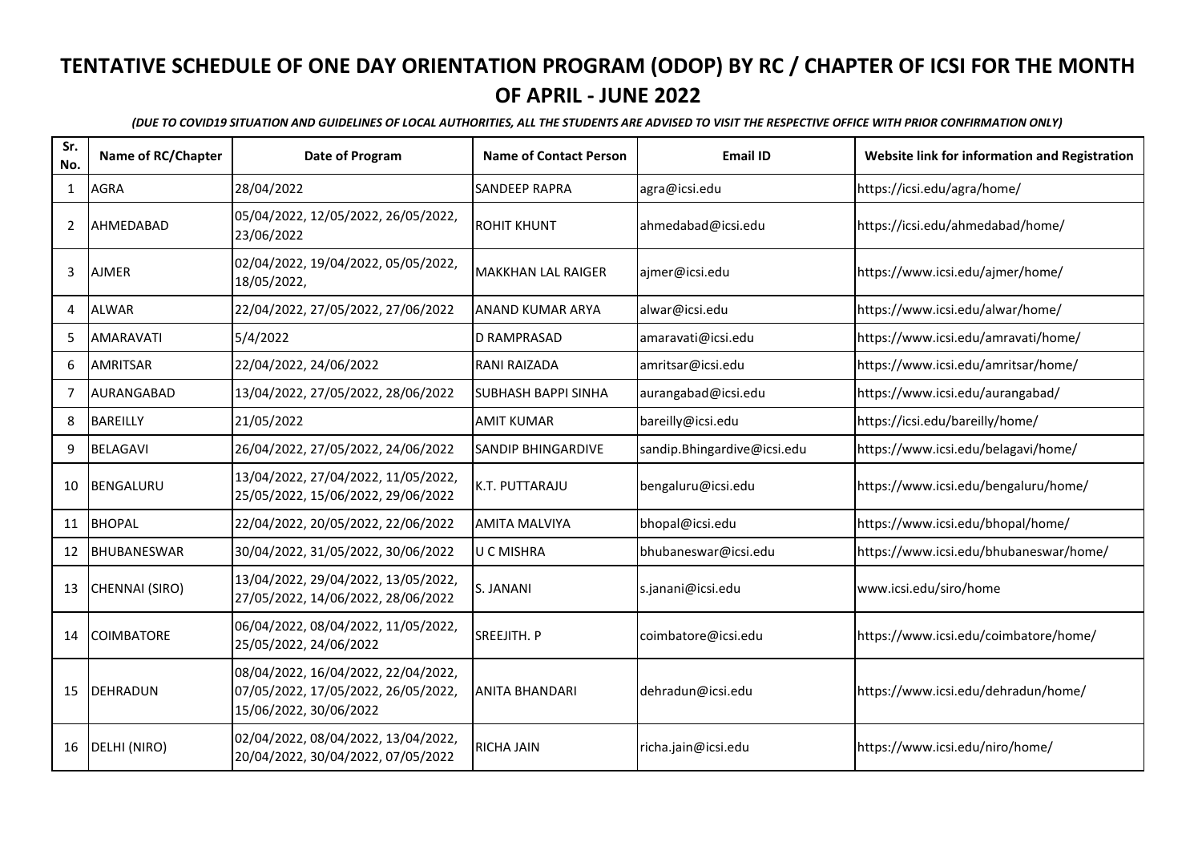# TENTATIVE SCHEDULE OF ONE DAY ORIENTATION PROGRAM (ODOP) BY RC / CHAPTER OF ICSI FOR THE MONTH OF APRIL - JUNE 2022

*(DUE TO COVID19 SITUATION AND GUIDELINES OF LOCAL AUTHORITIES, ALL THE STUDENTS ARE ADVISED TO VISIT THE RESPECTIVE OFFICE WITH PRIOR CONFIRMATION ONLY)*

| Sr. No. | Name of RC/Chapter | Date of Program | Name of Contact Person | Email ID | Website link for information and Registration |
|---|---|---|---|---|---|
| 1 | AGRA | 28/04/2022 | SANDEEP RAPRA | agra@icsi.edu | https://icsi.edu/agra/home/ |
| 2 | AHMEDABAD | 05/04/2022, 12/05/2022, 26/05/2022, 23/06/2022 | ROHIT KHUNT | ahmedabad@icsi.edu | https://icsi.edu/ahmedabad/home/ |
| 3 | AJMER | 02/04/2022, 19/04/2022, 05/05/2022, 18/05/2022, | MAKKHAN LAL RAIGER | ajmer@icsi.edu | https://www.icsi.edu/ajmer/home/ |
| 4 | ALWAR | 22/04/2022, 27/05/2022, 27/06/2022 | ANAND KUMAR ARYA | alwar@icsi.edu | https://www.icsi.edu/alwar/home/ |
| 5 | AMARAVATI | 5/4/2022 | D RAMPRASAD | amaravati@icsi.edu | https://www.icsi.edu/amravati/home/ |
| 6 | AMRITSAR | 22/04/2022, 24/06/2022 | RANI RAIZADA | amritsar@icsi.edu | https://www.icsi.edu/amritsar/home/ |
| 7 | AURANGABAD | 13/04/2022, 27/05/2022, 28/06/2022 | SUBHASH BAPPI SINHA | aurangabad@icsi.edu | https://www.icsi.edu/aurangabad/ |
| 8 | BAREILLY | 21/05/2022 | AMIT KUMAR | bareilly@icsi.edu | https://icsi.edu/bareilly/home/ |
| 9 | BELAGAVI | 26/04/2022, 27/05/2022, 24/06/2022 | SANDIP BHINGARDIVE | sandip.Bhingardive@icsi.edu | https://www.icsi.edu/belagavi/home/ |
| 10 | BENGALURU | 13/04/2022, 27/04/2022, 11/05/2022, 25/05/2022, 15/06/2022, 29/06/2022 | K.T. PUTTARAJU | bengaluru@icsi.edu | https://www.icsi.edu/bengaluru/home/ |
| 11 | BHOPAL | 22/04/2022, 20/05/2022, 22/06/2022 | AMITA MALVIYA | bhopal@icsi.edu | https://www.icsi.edu/bhopal/home/ |
| 12 | BHUBANESWAR | 30/04/2022, 31/05/2022, 30/06/2022 | U C MISHRA | bhubaneswar@icsi.edu | https://www.icsi.edu/bhubaneswar/home/ |
| 13 | CHENNAI (SIRO) | 13/04/2022, 29/04/2022, 13/05/2022, 27/05/2022, 14/06/2022, 28/06/2022 | S. JANANI | s.janani@icsi.edu | www.icsi.edu/siro/home |
| 14 | COIMBATORE | 06/04/2022, 08/04/2022, 11/05/2022, 25/05/2022, 24/06/2022 | SREEJITH. P | coimbatore@icsi.edu | https://www.icsi.edu/coimbatore/home/ |
| 15 | DEHRADUN | 08/04/2022, 16/04/2022, 22/04/2022, 07/05/2022, 17/05/2022, 26/05/2022, 15/06/2022, 30/06/2022 | ANITA BHANDARI | dehradun@icsi.edu | https://www.icsi.edu/dehradun/home/ |
| 16 | DELHI (NIRO) | 02/04/2022, 08/04/2022, 13/04/2022, 20/04/2022, 30/04/2022, 07/05/2022 | RICHA JAIN | richa.jain@icsi.edu | https://www.icsi.edu/niro/home/ |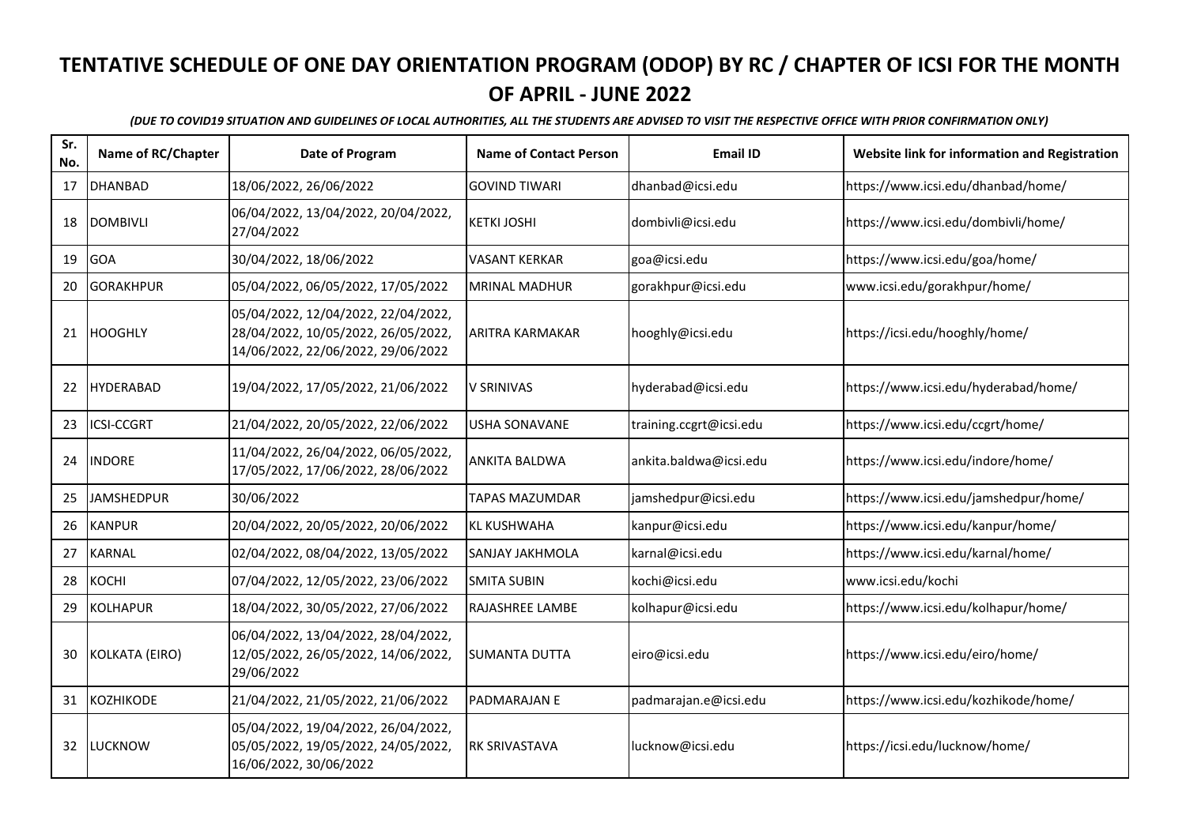# TENTATIVE SCHEDULE OF ONE DAY ORIENTATION PROGRAM (ODOP) BY RC / CHAPTER OF ICSI FOR THE MONTH OF APRIL - JUNE 2022

*(DUE TO COVID19 SITUATION AND GUIDELINES OF LOCAL AUTHORITIES, ALL THE STUDENTS ARE ADVISED TO VISIT THE RESPECTIVE OFFICE WITH PRIOR CONFIRMATION ONLY)*

| Sr. No. | Name of RC/Chapter | Date of Program | Name of Contact Person | Email ID | Website link for information and Registration |
|---|---|---|---|---|---|
| 17 | DHANBAD | 18/06/2022, 26/06/2022 | GOVIND TIWARI | dhanbad@icsi.edu | https://www.icsi.edu/dhanbad/home/ |
| 18 | DOMBIVLI | 06/04/2022, 13/04/2022, 20/04/2022, 27/04/2022 | KETKI JOSHI | dombivli@icsi.edu | https://www.icsi.edu/dombivli/home/ |
| 19 | GOA | 30/04/2022, 18/06/2022 | VASANT KERKAR | goa@icsi.edu | https://www.icsi.edu/goa/home/ |
| 20 | GORAKHPUR | 05/04/2022, 06/05/2022, 17/05/2022 | MRINAL MADHUR | gorakhpur@icsi.edu | www.icsi.edu/gorakhpur/home/ |
| 21 | HOOGHLY | 05/04/2022, 12/04/2022, 22/04/2022, 28/04/2022, 10/05/2022, 26/05/2022, 14/06/2022, 22/06/2022, 29/06/2022 | ARITRA KARMAKAR | hooghly@icsi.edu | https://icsi.edu/hooghly/home/ |
| 22 | HYDERABAD | 19/04/2022, 17/05/2022, 21/06/2022 | V SRINIVAS | hyderabad@icsi.edu | https://www.icsi.edu/hyderabad/home/ |
| 23 | ICSI-CCGRT | 21/04/2022, 20/05/2022, 22/06/2022 | USHA SONAVANE | training.ccgrt@icsi.edu | https://www.icsi.edu/ccgrt/home/ |
| 24 | INDORE | 11/04/2022, 26/04/2022, 06/05/2022, 17/05/2022, 17/06/2022, 28/06/2022 | ANKITA BALDWA | ankita.baldwa@icsi.edu | https://www.icsi.edu/indore/home/ |
| 25 | JAMSHEDPUR | 30/06/2022 | TAPAS MAZUMDAR | jamshedpur@icsi.edu | https://www.icsi.edu/jamshedpur/home/ |
| 26 | KANPUR | 20/04/2022, 20/05/2022, 20/06/2022 | KL KUSHWAHA | kanpur@icsi.edu | https://www.icsi.edu/kanpur/home/ |
| 27 | KARNAL | 02/04/2022, 08/04/2022, 13/05/2022 | SANJAY JAKHMOLA | karnal@icsi.edu | https://www.icsi.edu/karnal/home/ |
| 28 | KOCHI | 07/04/2022, 12/05/2022, 23/06/2022 | SMITA SUBIN | kochi@icsi.edu | www.icsi.edu/kochi |
| 29 | KOLHAPUR | 18/04/2022, 30/05/2022, 27/06/2022 | RAJASHREE LAMBE | kolhapur@icsi.edu | https://www.icsi.edu/kolhapur/home/ |
| 30 | KOLKATA (EIRO) | 06/04/2022, 13/04/2022, 28/04/2022, 12/05/2022, 26/05/2022, 14/06/2022, 29/06/2022 | SUMANTA DUTTA | eiro@icsi.edu | https://www.icsi.edu/eiro/home/ |
| 31 | KOZHIKODE | 21/04/2022, 21/05/2022, 21/06/2022 | PADMARAJAN E | padmarajan.e@icsi.edu | https://www.icsi.edu/kozhikode/home/ |
| 32 | LUCKNOW | 05/04/2022, 19/04/2022, 26/04/2022, 05/05/2022, 19/05/2022, 24/05/2022, 16/06/2022, 30/06/2022 | RK SRIVASTAVA | lucknow@icsi.edu | https://icsi.edu/lucknow/home/ |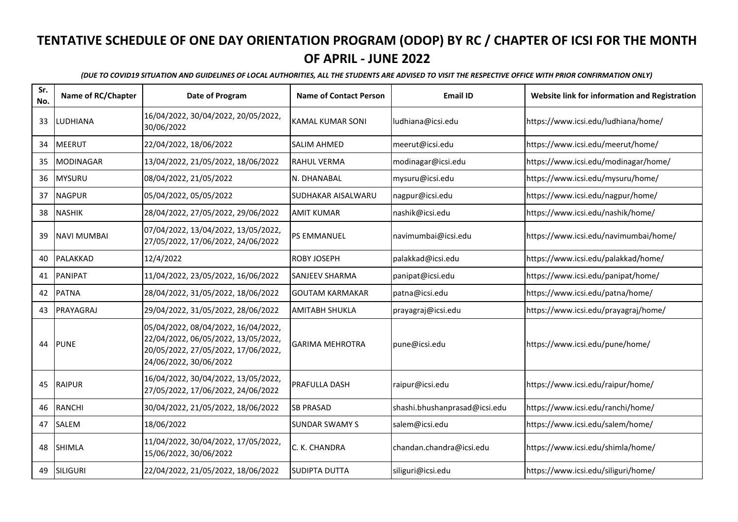# TENTATIVE SCHEDULE OF ONE DAY ORIENTATION PROGRAM (ODOP) BY RC / CHAPTER OF ICSI FOR THE MONTH OF APRIL - JUNE 2022

*(DUE TO COVID19 SITUATION AND GUIDELINES OF LOCAL AUTHORITIES, ALL THE STUDENTS ARE ADVISED TO VISIT THE RESPECTIVE OFFICE WITH PRIOR CONFIRMATION ONLY)*

| Sr. No. | Name of RC/Chapter | Date of Program | Name of Contact Person | Email ID | Website link for information and Registration |
|---|---|---|---|---|---|
| 33 | LUDHIANA | 16/04/2022, 30/04/2022, 20/05/2022, 30/06/2022 | KAMAL KUMAR SONI | ludhiana@icsi.edu | https://www.icsi.edu/ludhiana/home/ |
| 34 | MEERUT | 22/04/2022, 18/06/2022 | SALIM AHMED | meerut@icsi.edu | https://www.icsi.edu/meerut/home/ |
| 35 | MODINAGAR | 13/04/2022, 21/05/2022, 18/06/2022 | RAHUL VERMA | modinagar@icsi.edu | https://www.icsi.edu/modinagar/home/ |
| 36 | MYSURU | 08/04/2022, 21/05/2022 | N. DHANABAL | mysuru@icsi.edu | https://www.icsi.edu/mysuru/home/ |
| 37 | NAGPUR | 05/04/2022, 05/05/2022 | SUDHAKAR AISALWARU | nagpur@icsi.edu | https://www.icsi.edu/nagpur/home/ |
| 38 | NASHIK | 28/04/2022, 27/05/2022, 29/06/2022 | AMIT KUMAR | nashik@icsi.edu | https://www.icsi.edu/nashik/home/ |
| 39 | NAVI MUMBAI | 07/04/2022, 13/04/2022, 13/05/2022, 27/05/2022, 17/06/2022, 24/06/2022 | PS EMMANUEL | navimumbai@icsi.edu | https://www.icsi.edu/navimumbai/home/ |
| 40 | PALAKKAD | 12/4/2022 | ROBY JOSEPH | palakkad@icsi.edu | https://www.icsi.edu/palakkad/home/ |
| 41 | PANIPAT | 11/04/2022, 23/05/2022, 16/06/2022 | SANJEEV SHARMA | panipat@icsi.edu | https://www.icsi.edu/panipat/home/ |
| 42 | PATNA | 28/04/2022, 31/05/2022, 18/06/2022 | GOUTAM KARMAKAR | patna@icsi.edu | https://www.icsi.edu/patna/home/ |
| 43 | PRAYAGRAJ | 29/04/2022, 31/05/2022, 28/06/2022 | AMITABH SHUKLA | prayagraj@icsi.edu | https://www.icsi.edu/prayagraj/home/ |
| 44 | PUNE | 05/04/2022, 08/04/2022, 16/04/2022, 22/04/2022, 06/05/2022, 13/05/2022, 20/05/2022, 27/05/2022, 17/06/2022, 24/06/2022, 30/06/2022 | GARIMA MEHROTRA | pune@icsi.edu | https://www.icsi.edu/pune/home/ |
| 45 | RAIPUR | 16/04/2022, 30/04/2022, 13/05/2022, 27/05/2022, 17/06/2022, 24/06/2022 | PRAFULLA DASH | raipur@icsi.edu | https://www.icsi.edu/raipur/home/ |
| 46 | RANCHI | 30/04/2022, 21/05/2022, 18/06/2022 | SB PRASAD | shashi.bhushanprasad@icsi.edu | https://www.icsi.edu/ranchi/home/ |
| 47 | SALEM | 18/06/2022 | SUNDAR SWAMY S | salem@icsi.edu | https://www.icsi.edu/salem/home/ |
| 48 | SHIMLA | 11/04/2022, 30/04/2022, 17/05/2022, 15/06/2022, 30/06/2022 | C. K. CHANDRA | chandan.chandra@icsi.edu | https://www.icsi.edu/shimla/home/ |
| 49 | SILIGURI | 22/04/2022, 21/05/2022, 18/06/2022 | SUDIPTA DUTTA | siliguri@icsi.edu | https://www.icsi.edu/siliguri/home/ |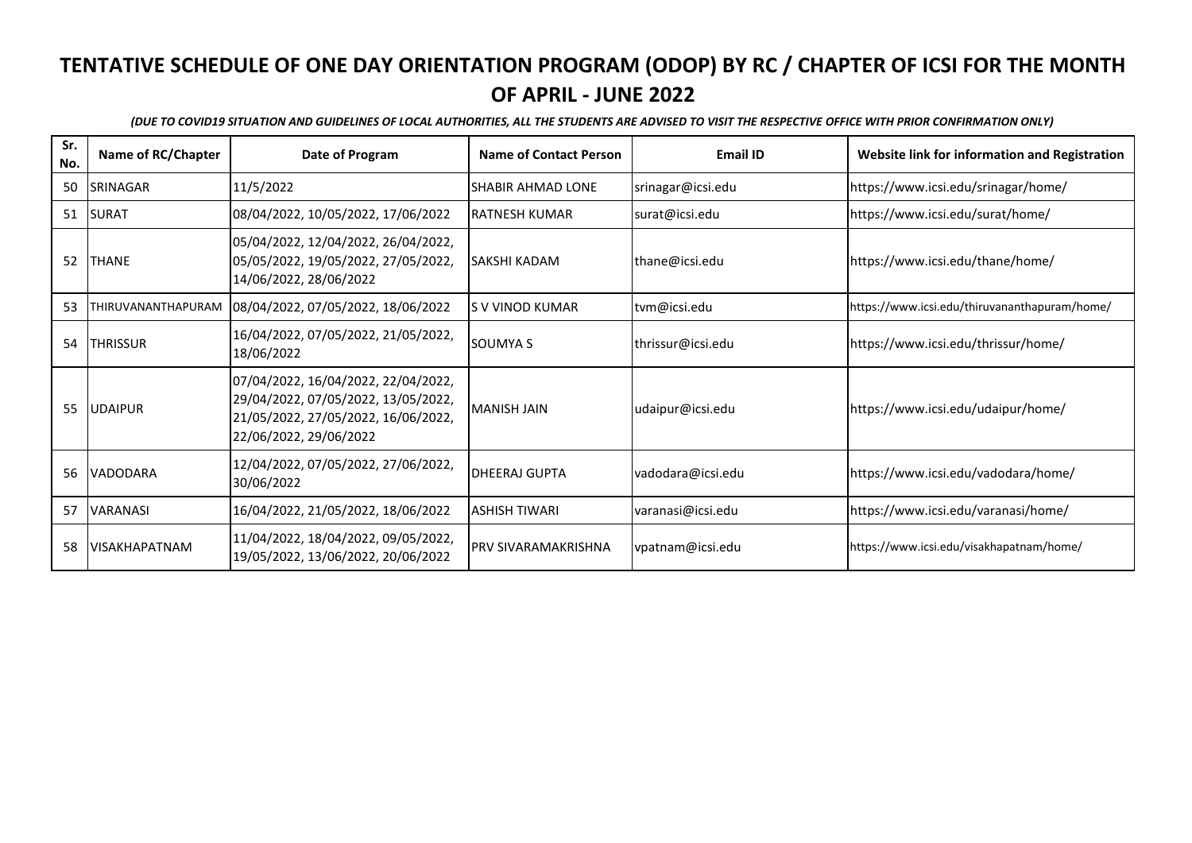# TENTATIVE SCHEDULE OF ONE DAY ORIENTATION PROGRAM (ODOP) BY RC / CHAPTER OF ICSI FOR THE MONTH OF APRIL - JUNE 2022

*(DUE TO COVID19 SITUATION AND GUIDELINES OF LOCAL AUTHORITIES, ALL THE STUDENTS ARE ADVISED TO VISIT THE RESPECTIVE OFFICE WITH PRIOR CONFIRMATION ONLY)*

| Sr. No. | Name of RC/Chapter | Date of Program | Name of Contact Person | Email ID | Website link for information and Registration |
|---|---|---|---|---|---|
| 50 | SRINAGAR | 11/5/2022 | SHABIR AHMAD LONE | srinagar@icsi.edu | https://www.icsi.edu/srinagar/home/ |
| 51 | SURAT | 08/04/2022, 10/05/2022, 17/06/2022 | RATNESH KUMAR | surat@icsi.edu | https://www.icsi.edu/surat/home/ |
| 52 | THANE | 05/04/2022, 12/04/2022, 26/04/2022, 05/05/2022, 19/05/2022, 27/05/2022, 14/06/2022, 28/06/2022 | SAKSHI KADAM | thane@icsi.edu | https://www.icsi.edu/thane/home/ |
| 53 | THIRUVANANTHAPURAM | 08/04/2022, 07/05/2022, 18/06/2022 | S V VINOD KUMAR | tvm@icsi.edu | https://www.icsi.edu/thiruvananthapuram/home/ |
| 54 | THRISSUR | 16/04/2022, 07/05/2022, 21/05/2022, 18/06/2022 | SOUMYA S | thrissur@icsi.edu | https://www.icsi.edu/thrissur/home/ |
| 55 | UDAIPUR | 07/04/2022, 16/04/2022, 22/04/2022, 29/04/2022, 07/05/2022, 13/05/2022, 21/05/2022, 27/05/2022, 16/06/2022, 22/06/2022, 29/06/2022 | MANISH JAIN | udaipur@icsi.edu | https://www.icsi.edu/udaipur/home/ |
| 56 | VADODARA | 12/04/2022, 07/05/2022, 27/06/2022, 30/06/2022 | DHEERAJ GUPTA | vadodara@icsi.edu | https://www.icsi.edu/vadodara/home/ |
| 57 | VARANASI | 16/04/2022, 21/05/2022, 18/06/2022 | ASHISH TIWARI | varanasi@icsi.edu | https://www.icsi.edu/varanasi/home/ |
| 58 | VISAKHAPATNAM | 11/04/2022, 18/04/2022, 09/05/2022, 19/05/2022, 13/06/2022, 20/06/2022 | PRV SIVARAMAKRISHNA | vpatnam@icsi.edu | https://www.icsi.edu/visakhapatnam/home/ |